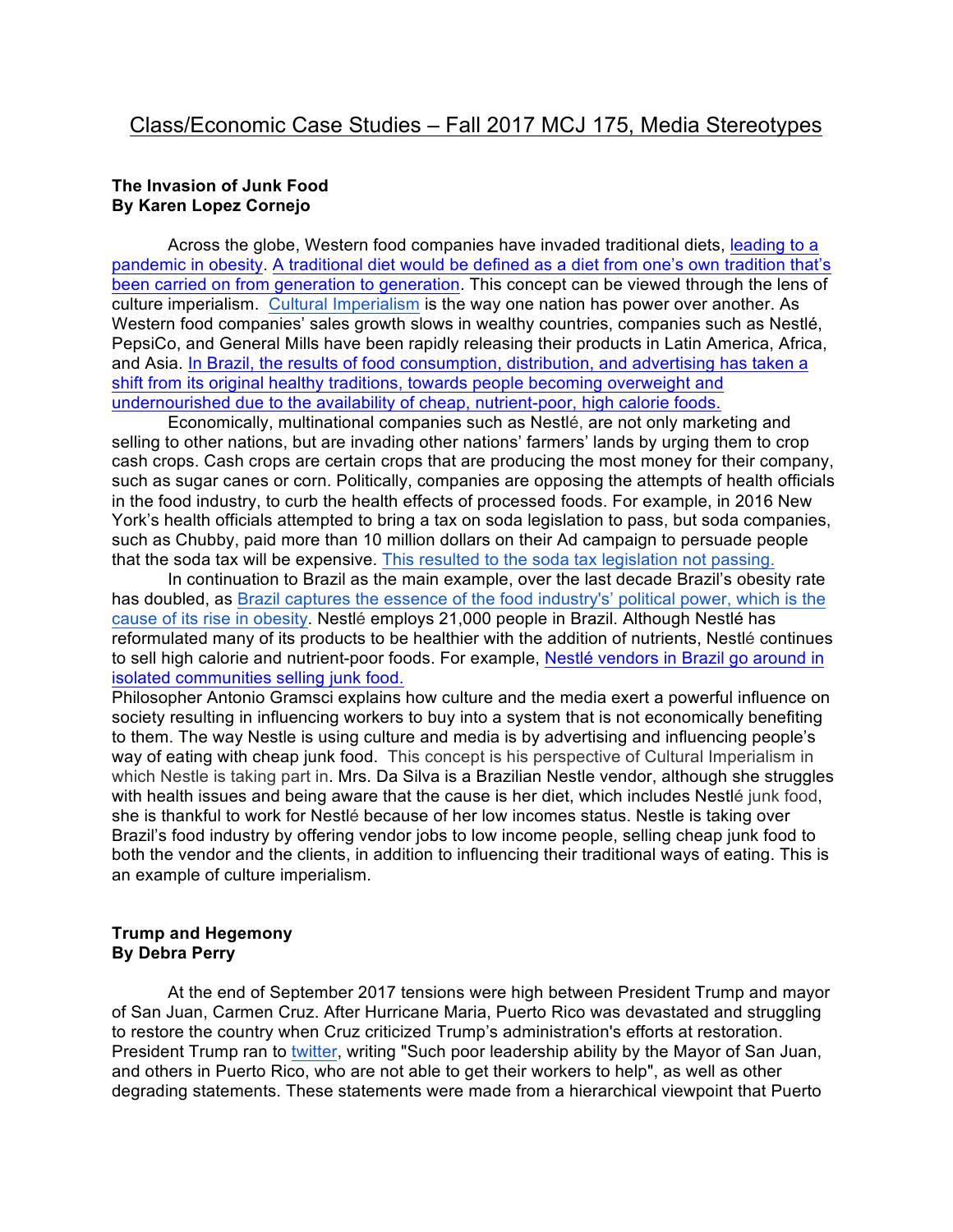# Class/Economic Case Studies – Fall 2017 MCJ 175, Media Stereotypes

**The Invasion of Junk Food**
**By Karen Lopez Cornejo**

Across the globe, Western food companies have invaded traditional diets, leading to a pandemic in obesity. A traditional diet would be defined as a diet from one's own tradition that's been carried on from generation to generation. This concept can be viewed through the lens of culture imperialism. Cultural Imperialism is the way one nation has power over another. As Western food companies' sales growth slows in wealthy countries, companies such as Nestlé, PepsiCo, and General Mills have been rapidly releasing their products in Latin America, Africa, and Asia. In Brazil, the results of food consumption, distribution, and advertising has taken a shift from its original healthy traditions, towards people becoming overweight and undernourished due to the availability of cheap, nutrient-poor, high calorie foods.

Economically, multinational companies such as Nestlé, are not only marketing and selling to other nations, but are invading other nations' farmers' lands by urging them to crop cash crops. Cash crops are certain crops that are producing the most money for their company, such as sugar canes or corn. Politically, companies are opposing the attempts of health officials in the food industry, to curb the health effects of processed foods. For example, in 2016 New York's health officials attempted to bring a tax on soda legislation to pass, but soda companies, such as Chubby, paid more than 10 million dollars on their Ad campaign to persuade people that the soda tax will be expensive. This resulted to the soda tax legislation not passing.

In continuation to Brazil as the main example, over the last decade Brazil's obesity rate has doubled, as Brazil captures the essence of the food industry's' political power, which is the cause of its rise in obesity. Nestlé employs 21,000 people in Brazil. Although Nestlé has reformulated many of its products to be healthier with the addition of nutrients, Nestlé continues to sell high calorie and nutrient-poor foods. For example, Nestlé vendors in Brazil go around in isolated communities selling junk food.

Philosopher Antonio Gramsci explains how culture and the media exert a powerful influence on society resulting in influencing workers to buy into a system that is not economically benefiting to them. The way Nestle is using culture and media is by advertising and influencing people's way of eating with cheap junk food. This concept is his perspective of Cultural Imperialism in which Nestle is taking part in. Mrs. Da Silva is a Brazilian Nestle vendor, although she struggles with health issues and being aware that the cause is her diet, which includes Nestlé junk food, she is thankful to work for Nestlé because of her low incomes status. Nestle is taking over Brazil's food industry by offering vendor jobs to low income people, selling cheap junk food to both the vendor and the clients, in addition to influencing their traditional ways of eating. This is an example of culture imperialism.

**Trump and Hegemony**
**By Debra Perry**

At the end of September 2017 tensions were high between President Trump and mayor of San Juan, Carmen Cruz. After Hurricane Maria, Puerto Rico was devastated and struggling to restore the country when Cruz criticized Trump's administration's efforts at restoration. President Trump ran to twitter, writing "Such poor leadership ability by the Mayor of San Juan, and others in Puerto Rico, who are not able to get their workers to help", as well as other degrading statements. These statements were made from a hierarchical viewpoint that Puerto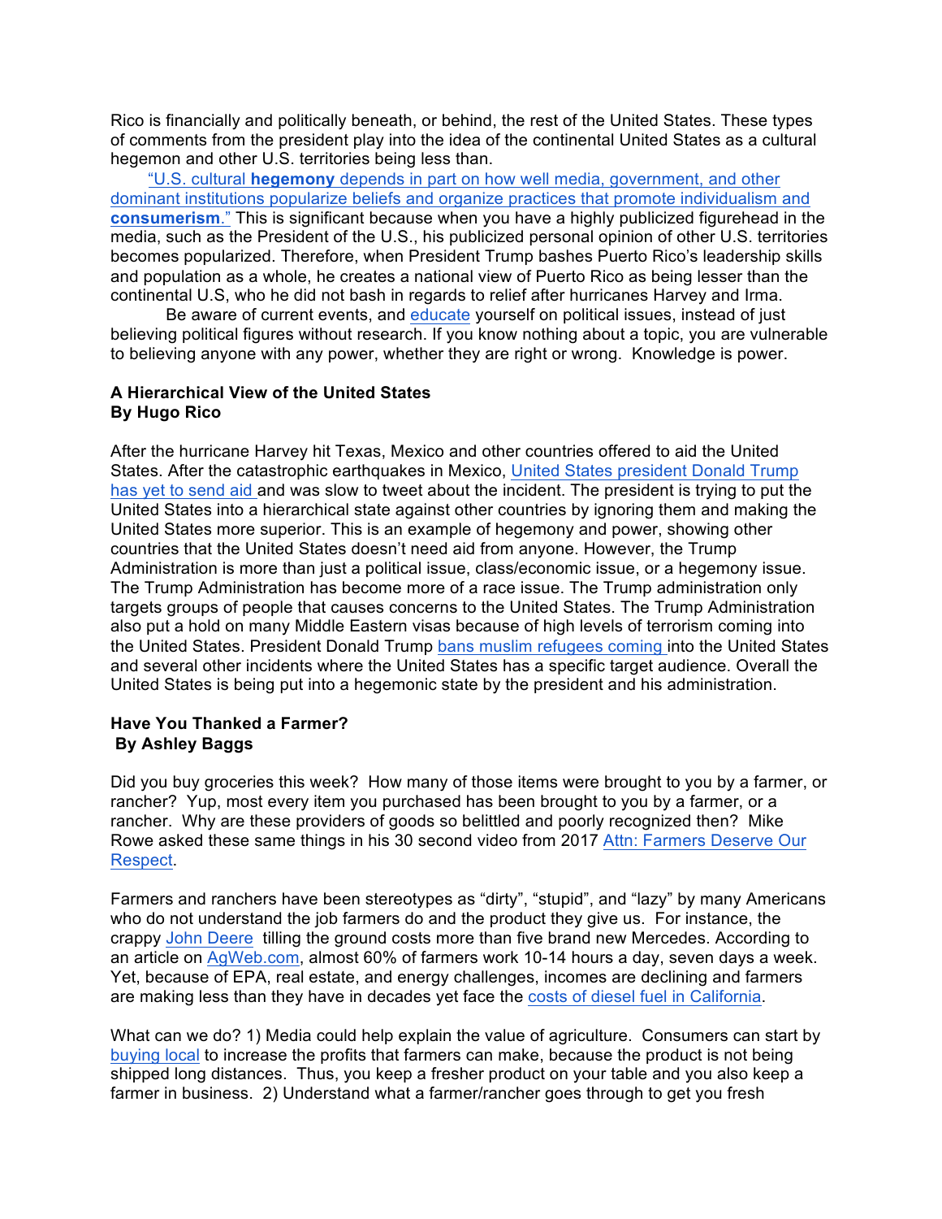Rico is financially and politically beneath, or behind, the rest of the United States. These types of comments from the president play into the idea of the continental United States as a cultural hegemon and other U.S. territories being less than.

"U.S. cultural **hegemony** depends in part on how well media, government, and other dominant institutions popularize beliefs and organize practices that promote individualism and **consumerism**." This is significant because when you have a highly publicized figurehead in the media, such as the President of the U.S., his publicized personal opinion of other U.S. territories becomes popularized. Therefore, when President Trump bashes Puerto Rico's leadership skills and population as a whole, he creates a national view of Puerto Rico as being lesser than the continental U.S, who he did not bash in regards to relief after hurricanes Harvey and Irma.

Be aware of current events, and educate yourself on political issues, instead of just believing political figures without research. If you know nothing about a topic, you are vulnerable to believing anyone with any power, whether they are right or wrong. Knowledge is power.

**A Hierarchical View of the United States**
**By Hugo Rico**

After the hurricane Harvey hit Texas, Mexico and other countries offered to aid the United States. After the catastrophic earthquakes in Mexico, United States president Donald Trump has yet to send aid and was slow to tweet about the incident. The president is trying to put the United States into a hierarchical state against other countries by ignoring them and making the United States more superior. This is an example of hegemony and power, showing other countries that the United States doesn't need aid from anyone. However, the Trump Administration is more than just a political issue, class/economic issue, or a hegemony issue. The Trump Administration has become more of a race issue. The Trump administration only targets groups of people that causes concerns to the United States. The Trump Administration also put a hold on many Middle Eastern visas because of high levels of terrorism coming into the United States. President Donald Trump bans muslim refugees coming into the United States and several other incidents where the United States has a specific target audience. Overall the United States is being put into a hegemonic state by the president and his administration.

**Have You Thanked a Farmer?**
**By Ashley Baggs**

Did you buy groceries this week? How many of those items were brought to you by a farmer, or rancher? Yup, most every item you purchased has been brought to you by a farmer, or a rancher. Why are these providers of goods so belittled and poorly recognized then? Mike Rowe asked these same things in his 30 second video from 2017 Attn: Farmers Deserve Our Respect.

Farmers and ranchers have been stereotypes as "dirty", "stupid", and "lazy" by many Americans who do not understand the job farmers do and the product they give us. For instance, the crappy John Deere tilling the ground costs more than five brand new Mercedes. According to an article on AgWeb.com, almost 60% of farmers work 10-14 hours a day, seven days a week. Yet, because of EPA, real estate, and energy challenges, incomes are declining and farmers are making less than they have in decades yet face the costs of diesel fuel in California.

What can we do? 1) Media could help explain the value of agriculture. Consumers can start by buying local to increase the profits that farmers can make, because the product is not being shipped long distances. Thus, you keep a fresher product on your table and you also keep a farmer in business. 2) Understand what a farmer/rancher goes through to get you fresh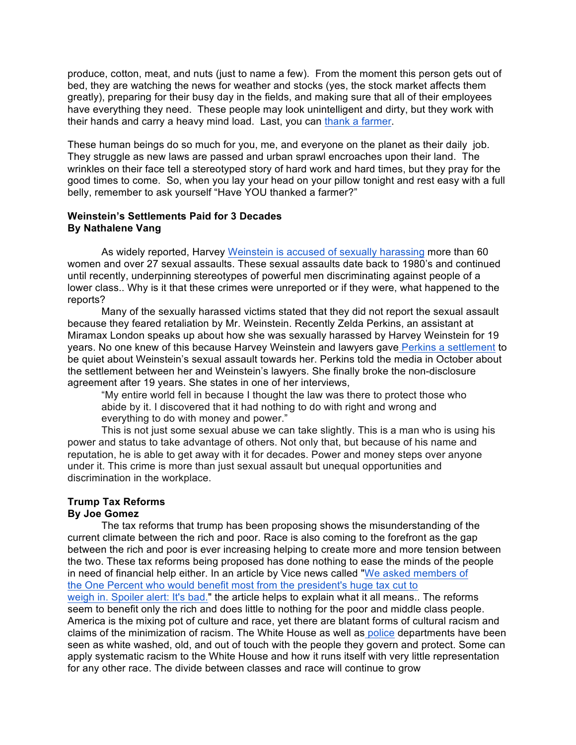produce, cotton, meat, and nuts (just to name a few). From the moment this person gets out of bed, they are watching the news for weather and stocks (yes, the stock market affects them greatly), preparing for their busy day in the fields, and making sure that all of their employees have everything they need. These people may look unintelligent and dirty, but they work with their hands and carry a heavy mind load. Last, you can thank a farmer.

These human beings do so much for you, me, and everyone on the planet as their daily job. They struggle as new laws are passed and urban sprawl encroaches upon their land. The wrinkles on their face tell a stereotyped story of hard work and hard times, but they pray for the good times to come. So, when you lay your head on your pillow tonight and rest easy with a full belly, remember to ask yourself "Have YOU thanked a farmer?"

**Weinstein's Settlements Paid for 3 Decades**
**By Nathalene Vang**

As widely reported, Harvey Weinstein is accused of sexually harassing more than 60 women and over 27 sexual assaults. These sexual assaults date back to 1980's and continued until recently, underpinning stereotypes of powerful men discriminating against people of a lower class.. Why is it that these crimes were unreported or if they were, what happened to the reports?

Many of the sexually harassed victims stated that they did not report the sexual assault because they feared retaliation by Mr. Weinstein. Recently Zelda Perkins, an assistant at Miramax London speaks up about how she was sexually harassed by Harvey Weinstein for 19 years. No one knew of this because Harvey Weinstein and lawyers gave Perkins a settlement to be quiet about Weinstein's sexual assault towards her. Perkins told the media in October about the settlement between her and Weinstein's lawyers. She finally broke the non-disclosure agreement after 19 years. She states in one of her interviews,

> "My entire world fell in because I thought the law was there to protect those who abide by it. I discovered that it had nothing to do with right and wrong and everything to do with money and power."

This is not just some sexual abuse we can take slightly. This is a man who is using his power and status to take advantage of others. Not only that, but because of his name and reputation, he is able to get away with it for decades. Power and money steps over anyone under it. This crime is more than just sexual assault but unequal opportunities and discrimination in the workplace.

**Trump Tax Reforms**
**By Joe Gomez**

The tax reforms that trump has been proposing shows the misunderstanding of the current climate between the rich and poor. Race is also coming to the forefront as the gap between the rich and poor is ever increasing helping to create more and more tension between the two. These tax reforms being proposed has done nothing to ease the minds of the people in need of financial help either. In an article by Vice news called "We asked members of the One Percent who would benefit most from the president's huge tax cut to weigh in. Spoiler alert: It's bad." the article helps to explain what it all means.. The reforms seem to benefit only the rich and does little to nothing for the poor and middle class people. America is the mixing pot of culture and race, yet there are blatant forms of cultural racism and claims of the minimization of racism. The White House as well as police departments have been seen as white washed, old, and out of touch with the people they govern and protect. Some can apply systematic racism to the White House and how it runs itself with very little representation for any other race. The divide between classes and race will continue to grow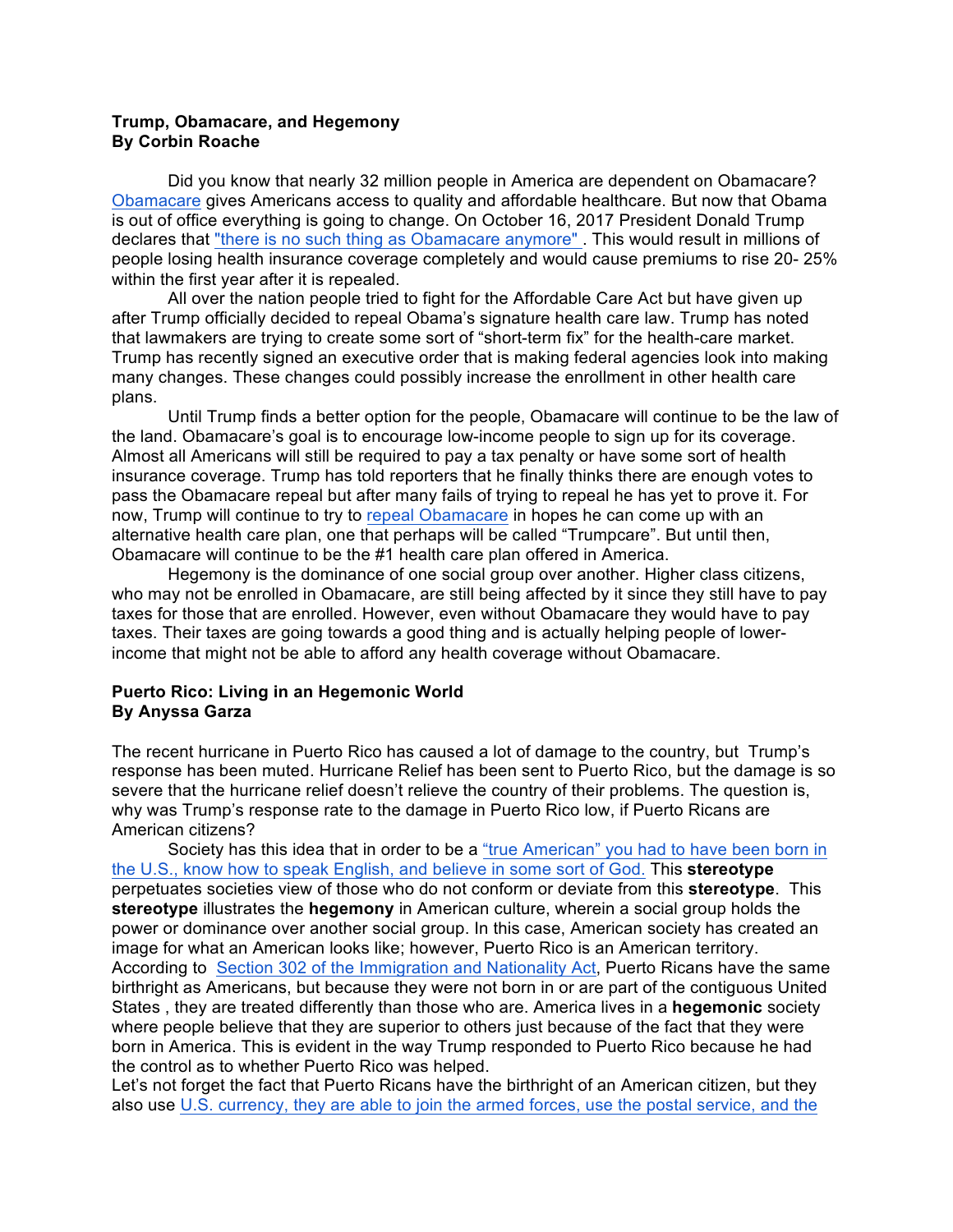**Trump, Obamacare, and Hegemony**
**By Corbin Roache**

Did you know that nearly 32 million people in America are dependent on Obamacare? Obamacare gives Americans access to quality and affordable healthcare. But now that Obama is out of office everything is going to change. On October 16, 2017 President Donald Trump declares that "there is no such thing as Obamacare anymore" . This would result in millions of people losing health insurance coverage completely and would cause premiums to rise 20- 25% within the first year after it is repealed.

All over the nation people tried to fight for the Affordable Care Act but have given up after Trump officially decided to repeal Obama's signature health care law. Trump has noted that lawmakers are trying to create some sort of "short-term fix" for the health-care market. Trump has recently signed an executive order that is making federal agencies look into making many changes. These changes could possibly increase the enrollment in other health care plans.

Until Trump finds a better option for the people, Obamacare will continue to be the law of the land. Obamacare's goal is to encourage low-income people to sign up for its coverage. Almost all Americans will still be required to pay a tax penalty or have some sort of health insurance coverage. Trump has told reporters that he finally thinks there are enough votes to pass the Obamacare repeal but after many fails of trying to repeal he has yet to prove it. For now, Trump will continue to try to repeal Obamacare in hopes he can come up with an alternative health care plan, one that perhaps will be called "Trumpcare". But until then, Obamacare will continue to be the #1 health care plan offered in America.

Hegemony is the dominance of one social group over another. Higher class citizens, who may not be enrolled in Obamacare, are still being affected by it since they still have to pay taxes for those that are enrolled. However, even without Obamacare they would have to pay taxes. Their taxes are going towards a good thing and is actually helping people of lower-income that might not be able to afford any health coverage without Obamacare.

**Puerto Rico: Living in an Hegemonic World**
**By Anyssa Garza**

The recent hurricane in Puerto Rico has caused a lot of damage to the country, but Trump's response has been muted. Hurricane Relief has been sent to Puerto Rico, but the damage is so severe that the hurricane relief doesn't relieve the country of their problems. The question is, why was Trump's response rate to the damage in Puerto Rico low, if Puerto Ricans are American citizens?

Society has this idea that in order to be a "true American" you had to have been born in the U.S., know how to speak English, and believe in some sort of God. This **stereotype** perpetuates societies view of those who do not conform or deviate from this **stereotype**. This **stereotype** illustrates the **hegemony** in American culture, wherein a social group holds the power or dominance over another social group. In this case, American society has created an image for what an American looks like; however, Puerto Rico is an American territory. According to Section 302 of the Immigration and Nationality Act, Puerto Ricans have the same birthright as Americans, but because they were not born in or are part of the contiguous United States , they are treated differently than those who are. America lives in a **hegemonic** society where people believe that they are superior to others just because of the fact that they were born in America. This is evident in the way Trump responded to Puerto Rico because he had the control as to whether Puerto Rico was helped.

Let's not forget the fact that Puerto Ricans have the birthright of an American citizen, but they also use U.S. currency, they are able to join the armed forces, use the postal service, and the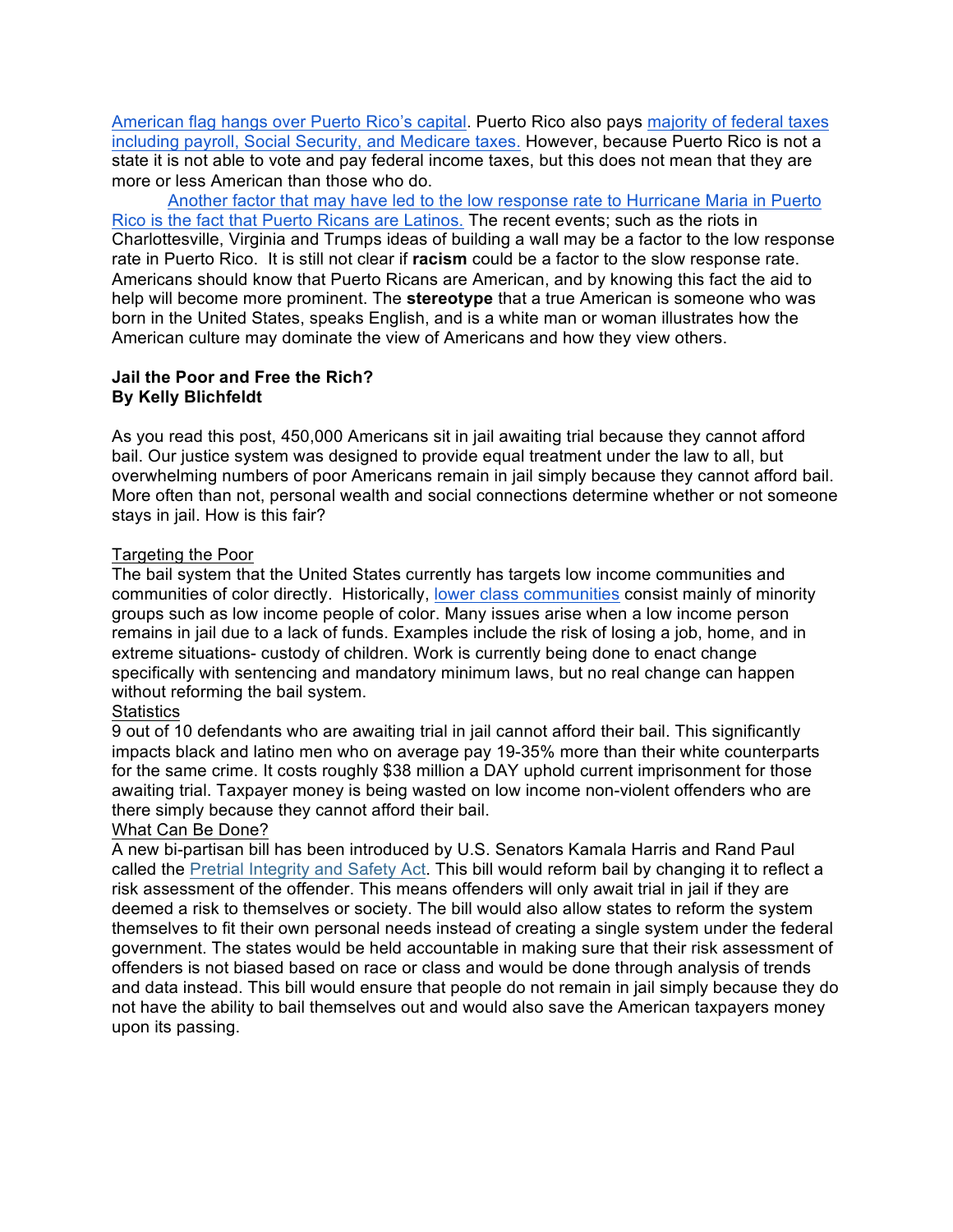American flag hangs over Puerto Rico's capital. Puerto Rico also pays majority of federal taxes including payroll, Social Security, and Medicare taxes. However, because Puerto Rico is not a state it is not able to vote and pay federal income taxes, but this does not mean that they are more or less American than those who do.

Another factor that may have led to the low response rate to Hurricane Maria in Puerto Rico is the fact that Puerto Ricans are Latinos. The recent events; such as the riots in Charlottesville, Virginia and Trumps ideas of building a wall may be a factor to the low response rate in Puerto Rico. It is still not clear if **racism** could be a factor to the slow response rate. Americans should know that Puerto Ricans are American, and by knowing this fact the aid to help will become more prominent. The **stereotype** that a true American is someone who was born in the United States, speaks English, and is a white man or woman illustrates how the American culture may dominate the view of Americans and how they view others.

**Jail the Poor and Free the Rich?**
**By Kelly Blichfeldt**

As you read this post, 450,000 Americans sit in jail awaiting trial because they cannot afford bail. Our justice system was designed to provide equal treatment under the law to all, but overwhelming numbers of poor Americans remain in jail simply because they cannot afford bail. More often than not, personal wealth and social connections determine whether or not someone stays in jail. How is this fair?

Targeting the Poor

The bail system that the United States currently has targets low income communities and communities of color directly. Historically, lower class communities consist mainly of minority groups such as low income people of color. Many issues arise when a low income person remains in jail due to a lack of funds. Examples include the risk of losing a job, home, and in extreme situations- custody of children. Work is currently being done to enact change specifically with sentencing and mandatory minimum laws, but no real change can happen without reforming the bail system.

Statistics

9 out of 10 defendants who are awaiting trial in jail cannot afford their bail. This significantly impacts black and latino men who on average pay 19-35% more than their white counterparts for the same crime. It costs roughly $38 million a DAY uphold current imprisonment for those awaiting trial. Taxpayer money is being wasted on low income non-violent offenders who are there simply because they cannot afford their bail.

What Can Be Done?

A new bi-partisan bill has been introduced by U.S. Senators Kamala Harris and Rand Paul called the Pretrial Integrity and Safety Act. This bill would reform bail by changing it to reflect a risk assessment of the offender. This means offenders will only await trial in jail if they are deemed a risk to themselves or society. The bill would also allow states to reform the system themselves to fit their own personal needs instead of creating a single system under the federal government. The states would be held accountable in making sure that their risk assessment of offenders is not biased based on race or class and would be done through analysis of trends and data instead. This bill would ensure that people do not remain in jail simply because they do not have the ability to bail themselves out and would also save the American taxpayers money upon its passing.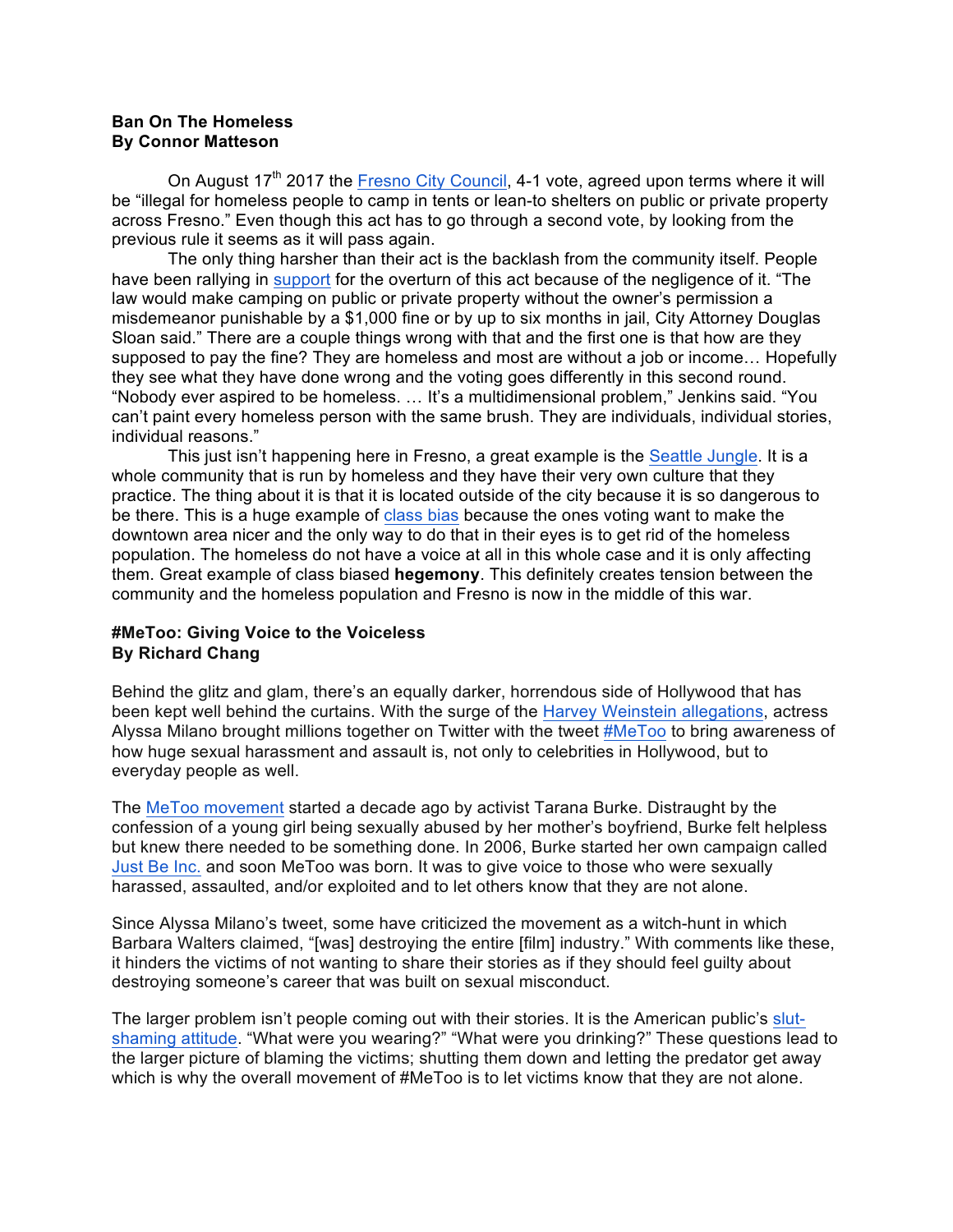**Ban On The Homeless**
**By Connor Matteson**

On August 17th 2017 the Fresno City Council, 4-1 vote, agreed upon terms where it will be "illegal for homeless people to camp in tents or lean-to shelters on public or private property across Fresno." Even though this act has to go through a second vote, by looking from the previous rule it seems as it will pass again.

The only thing harsher than their act is the backlash from the community itself. People have been rallying in support for the overturn of this act because of the negligence of it. "The law would make camping on public or private property without the owner's permission a misdemeanor punishable by a $1,000 fine or by up to six months in jail, City Attorney Douglas Sloan said." There are a couple things wrong with that and the first one is that how are they supposed to pay the fine? They are homeless and most are without a job or income… Hopefully they see what they have done wrong and the voting goes differently in this second round. "Nobody ever aspired to be homeless. … It's a multidimensional problem," Jenkins said. "You can't paint every homeless person with the same brush. They are individuals, individual stories, individual reasons."

This just isn't happening here in Fresno, a great example is the Seattle Jungle. It is a whole community that is run by homeless and they have their very own culture that they practice. The thing about it is that it is located outside of the city because it is so dangerous to be there. This is a huge example of class bias because the ones voting want to make the downtown area nicer and the only way to do that in their eyes is to get rid of the homeless population. The homeless do not have a voice at all in this whole case and it is only affecting them. Great example of class biased **hegemony**. This definitely creates tension between the community and the homeless population and Fresno is now in the middle of this war.

**#MeToo: Giving Voice to the Voiceless**
**By Richard Chang**

Behind the glitz and glam, there's an equally darker, horrendous side of Hollywood that has been kept well behind the curtains. With the surge of the Harvey Weinstein allegations, actress Alyssa Milano brought millions together on Twitter with the tweet #MeToo to bring awareness of how huge sexual harassment and assault is, not only to celebrities in Hollywood, but to everyday people as well.

The MeToo movement started a decade ago by activist Tarana Burke. Distraught by the confession of a young girl being sexually abused by her mother's boyfriend, Burke felt helpless but knew there needed to be something done. In 2006, Burke started her own campaign called Just Be Inc. and soon MeToo was born. It was to give voice to those who were sexually harassed, assaulted, and/or exploited and to let others know that they are not alone.

Since Alyssa Milano's tweet, some have criticized the movement as a witch-hunt in which Barbara Walters claimed, "[was] destroying the entire [film] industry." With comments like these, it hinders the victims of not wanting to share their stories as if they should feel guilty about destroying someone's career that was built on sexual misconduct.

The larger problem isn't people coming out with their stories. It is the American public's slut-shaming attitude. "What were you wearing?" "What were you drinking?" These questions lead to the larger picture of blaming the victims; shutting them down and letting the predator get away which is why the overall movement of #MeToo is to let victims know that they are not alone.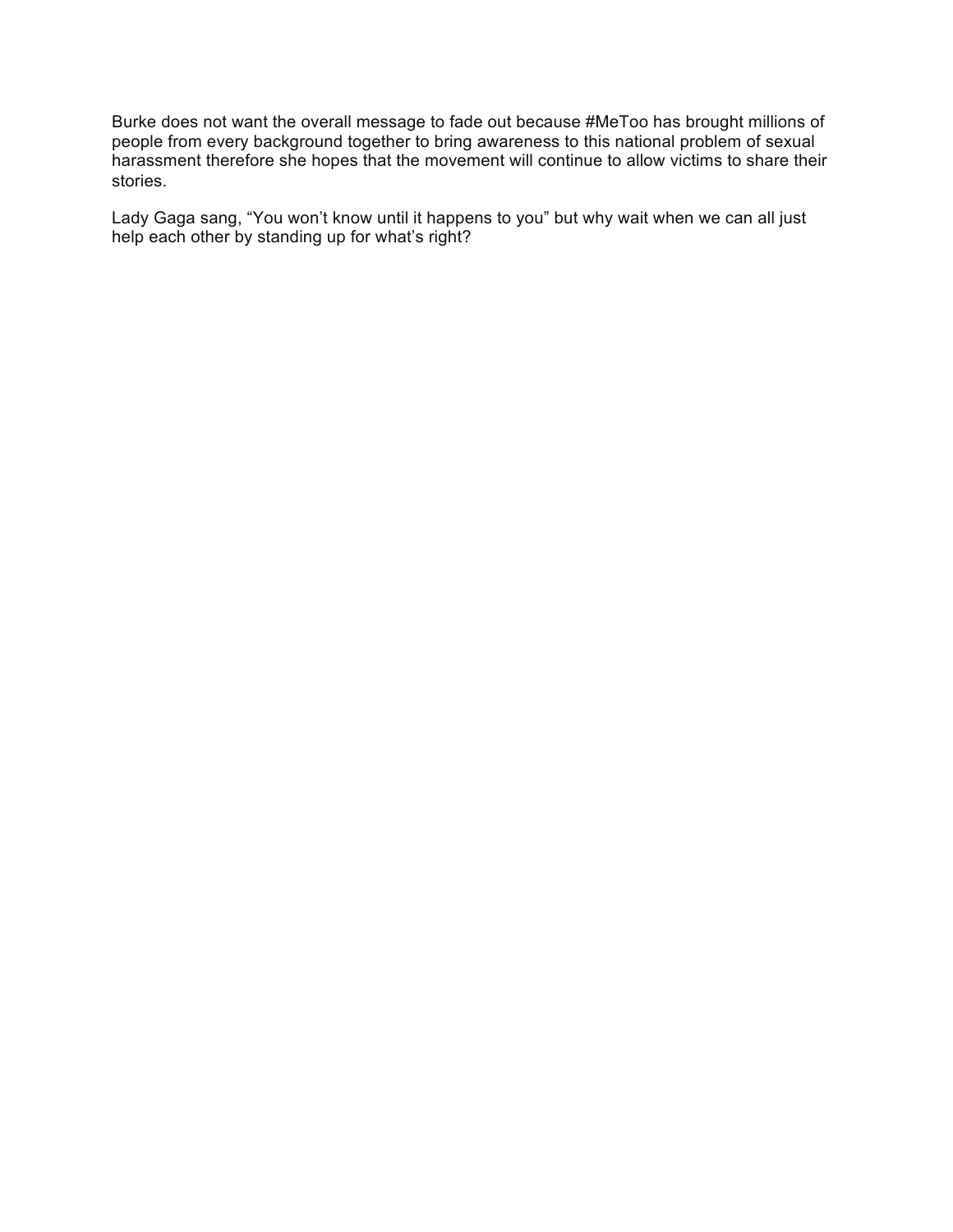Burke does not want the overall message to fade out because #MeToo has brought millions of people from every background together to bring awareness to this national problem of sexual harassment therefore she hopes that the movement will continue to allow victims to share their stories.

Lady Gaga sang, “You won’t know until it happens to you” but why wait when we can all just help each other by standing up for what’s right?